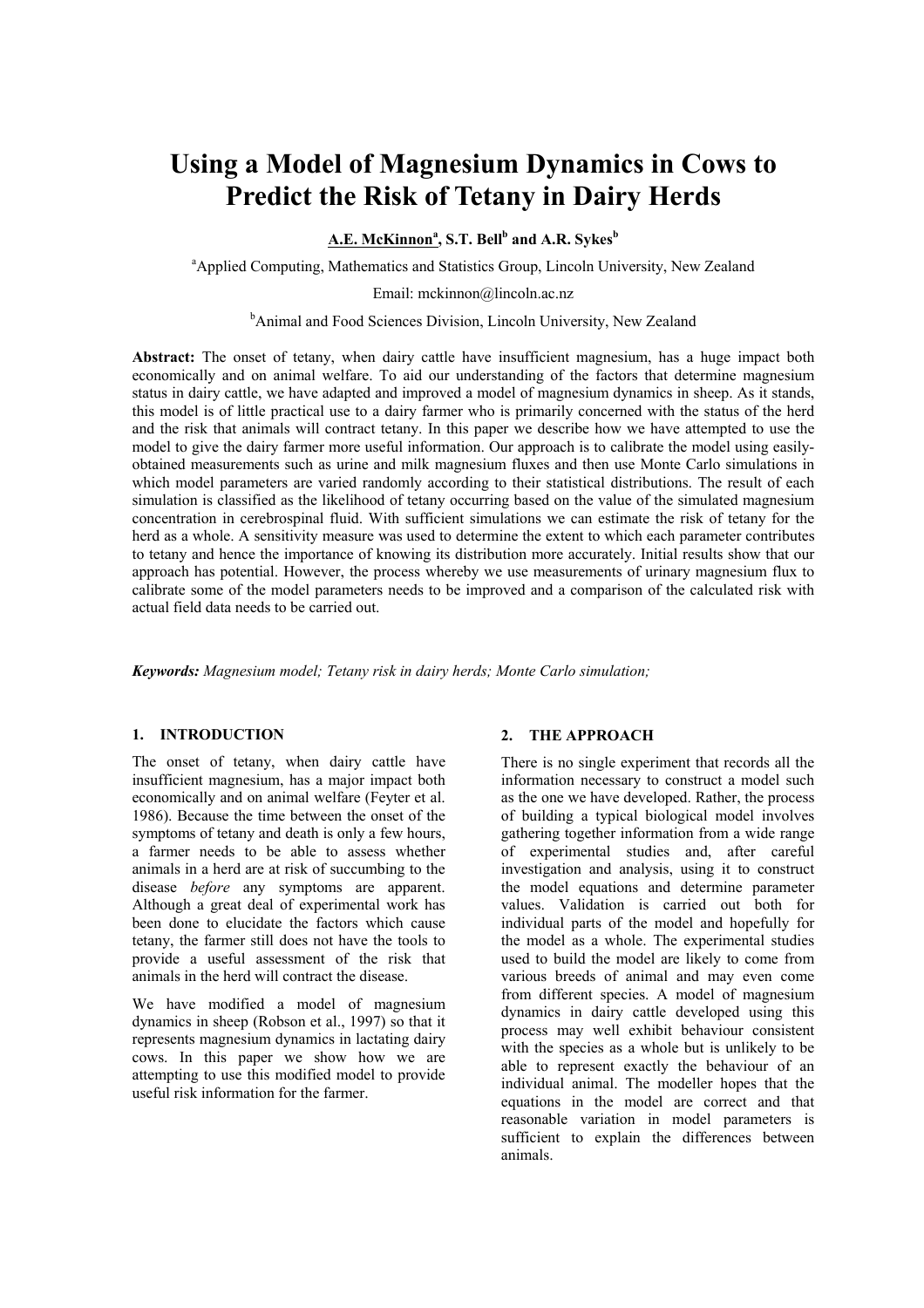# Using a Model of Magnesium Dynamics in Cows to Predict the Risk of Tetany in Dairy Herds

**A.E. McKinnon[a], S.T. Bell[b] and A.R. Sykes[b]**

[a]Applied Computing, Mathematics and Statistics Group, Lincoln University, New Zealand

Email: mckinnon@lincoln.ac.nz

[b]Animal and Food Sciences Division, Lincoln University, New Zealand

**Abstract:** The onset of tetany, when dairy cattle have insufficient magnesium, has a huge impact both economically and on animal welfare. To aid our understanding of the factors that determine magnesium status in dairy cattle, we have adapted and improved a model of magnesium dynamics in sheep. As it stands, this model is of little practical use to a dairy farmer who is primarily concerned with the status of the herd and the risk that animals will contract tetany. In this paper we describe how we have attempted to use the model to give the dairy farmer more useful information. Our approach is to calibrate the model using easily-obtained measurements such as urine and milk magnesium fluxes and then use Monte Carlo simulations in which model parameters are varied randomly according to their statistical distributions. The result of each simulation is classified as the likelihood of tetany occurring based on the value of the simulated magnesium concentration in cerebrospinal fluid. With sufficient simulations we can estimate the risk of tetany for the herd as a whole. A sensitivity measure was used to determine the extent to which each parameter contributes to tetany and hence the importance of knowing its distribution more accurately. Initial results show that our approach has potential. However, the process whereby we use measurements of urinary magnesium flux to calibrate some of the model parameters needs to be improved and a comparison of the calculated risk with actual field data needs to be carried out.

***Keywords:*** *Magnesium model; Tetany risk in dairy herds; Monte Carlo simulation;*

## 1. INTRODUCTION

The onset of tetany, when dairy cattle have insufficient magnesium, has a major impact both economically and on animal welfare (Feyter et al. 1986). Because the time between the onset of the symptoms of tetany and death is only a few hours, a farmer needs to be able to assess whether animals in a herd are at risk of succumbing to the disease *before* any symptoms are apparent. Although a great deal of experimental work has been done to elucidate the factors which cause tetany, the farmer still does not have the tools to provide a useful assessment of the risk that animals in the herd will contract the disease.

We have modified a model of magnesium dynamics in sheep (Robson et al., 1997) so that it represents magnesium dynamics in lactating dairy cows. In this paper we show how we are attempting to use this modified model to provide useful risk information for the farmer.

## 2. THE APPROACH

There is no single experiment that records all the information necessary to construct a model such as the one we have developed. Rather, the process of building a typical biological model involves gathering together information from a wide range of experimental studies and, after careful investigation and analysis, using it to construct the model equations and determine parameter values. Validation is carried out both for individual parts of the model and hopefully for the model as a whole. The experimental studies used to build the model are likely to come from various breeds of animal and may even come from different species. A model of magnesium dynamics in dairy cattle developed using this process may well exhibit behaviour consistent with the species as a whole but is unlikely to be able to represent exactly the behaviour of an individual animal. The modeller hopes that the equations in the model are correct and that reasonable variation in model parameters is sufficient to explain the differences between animals.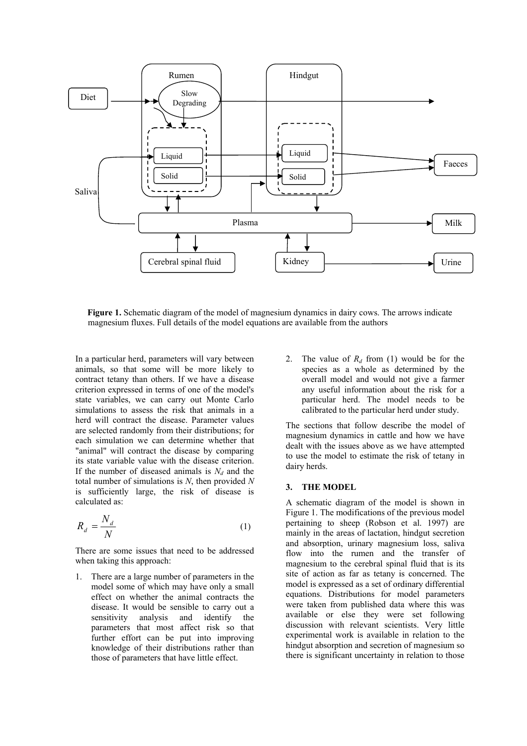Rumen

Hindgut

Diet

Slow Degrading

Liquid

Solid

Liquid

Solid

Faeces

Saliva

Plasma

Milk

Cerebral spinal fluid

Kidney

Urine

**Figure 1.** Schematic diagram of the model of magnesium dynamics in dairy cows. The arrows indicate magnesium fluxes. Full details of the model equations are available from the authors

In a particular herd, parameters will vary between animals, so that some will be more likely to contract tetany than others. If we have a disease criterion expressed in terms of one of the model's state variables, we can carry out Monte Carlo simulations to assess the risk that animals in a herd will contract the disease. Parameter values are selected randomly from their distributions; for each simulation we can determine whether that "animal" will contract the disease by comparing its state variable value with the disease criterion. If the number of diseased animals is $N_d$ and the total number of simulations is $N$, then provided $N$ is sufficiently large, the risk of disease is calculated as:

$$R_d = \frac{N_d}{N} \tag{1}$$

There are some issues that need to be addressed when taking this approach:

1. There are a large number of parameters in the model some of which may have only a small effect on whether the animal contracts the disease. It would be sensible to carry out a sensitivity analysis and identify the parameters that most affect risk so that further effort can be put into improving knowledge of their distributions rather than those of parameters that have little effect.
2. The value of $R_d$ from (1) would be for the species as a whole as determined by the overall model and would not give a farmer any useful information about the risk for a particular herd. The model needs to be calibrated to the particular herd under study.

The sections that follow describe the model of magnesium dynamics in cattle and how we have dealt with the issues above as we have attempted to use the model to estimate the risk of tetany in dairy herds.

## 3. THE MODEL

A schematic diagram of the model is shown in Figure 1. The modifications of the previous model pertaining to sheep (Robson et al. 1997) are mainly in the areas of lactation, hindgut secretion and absorption, urinary magnesium loss, saliva flow into the rumen and the transfer of magnesium to the cerebral spinal fluid that is its site of action as far as tetany is concerned. The model is expressed as a set of ordinary differential equations. Distributions for model parameters were taken from published data where this was available or else they were set following discussion with relevant scientists. Very little experimental work is available in relation to the hindgut absorption and secretion of magnesium so there is significant uncertainty in relation to those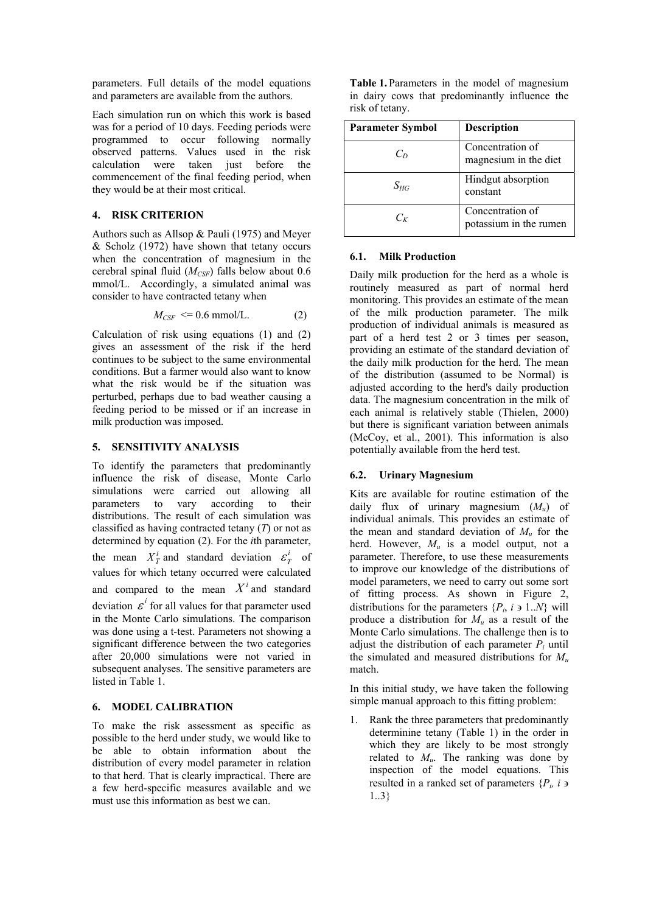parameters. Full details of the model equations and parameters are available from the authors.

Each simulation run on which this work is based was for a period of 10 days. Feeding periods were programmed to occur following normally observed patterns. Values used in the risk calculation were taken just before the commencement of the final feeding period, when they would be at their most critical.

## 4. RISK CRITERION

Authors such as Allsop & Pauli (1975) and Meyer & Scholz (1972) have shown that tetany occurs when the concentration of magnesium in the cerebral spinal fluid ($M_{CSF}$) falls below about 0.6 mmol/L. Accordingly, a simulated animal was consider to have contracted tetany when

$$M_{CSF} <= 0.6 \text{ mmol/L.} \qquad (2)$$

Calculation of risk using equations (1) and (2) gives an assessment of the risk if the herd continues to be subject to the same environmental conditions. But a farmer would also want to know what the risk would be if the situation was perturbed, perhaps due to bad weather causing a feeding period to be missed or if an increase in milk production was imposed.

## 5. SENSITIVITY ANALYSIS

To identify the parameters that predominantly influence the risk of disease, Monte Carlo simulations were carried out allowing all parameters to vary according to their distributions. The result of each simulation was classified as having contracted tetany ($T$) or not as determined by equation (2). For the $i$th parameter, the mean $X_T^i$ and standard deviation $\varepsilon_T^i$ of values for which tetany occurred were calculated and compared to the mean $X^i$ and standard deviation $\varepsilon^i$ for all values for that parameter used in the Monte Carlo simulations. The comparison was done using a t-test. Parameters not showing a significant difference between the two categories after 20,000 simulations were not varied in subsequent analyses. The sensitive parameters are listed in Table 1.

## 6. MODEL CALIBRATION

To make the risk assessment as specific as possible to the herd under study, we would like to be able to obtain information about the distribution of every model parameter in relation to that herd. That is clearly impractical. There are a few herd-specific measures available and we must use this information as best we can.

**Table 1.** Parameters in the model of magnesium in dairy cows that predominantly influence the risk of tetany.

| Parameter Symbol | Description |
|---|---|
| $C_D$ | Concentration of magnesium in the diet |
| $S_{HG}$ | Hindgut absorption constant |
| $C_K$ | Concentration of potassium in the rumen |

### 6.1. Milk Production

Daily milk production for the herd as a whole is routinely measured as part of normal herd monitoring. This provides an estimate of the mean of the milk production parameter. The milk production of individual animals is measured as part of a herd test 2 or 3 times per season, providing an estimate of the standard deviation of the daily milk production for the herd. The mean of the distribution (assumed to be Normal) is adjusted according to the herd's daily production data. The magnesium concentration in the milk of each animal is relatively stable (Thielen, 2000) but there is significant variation between animals (McCoy, et al., 2001). This information is also potentially available from the herd test.

### 6.2. Urinary Magnesium

Kits are available for routine estimation of the daily flux of urinary magnesium ($M_u$) of individual animals. This provides an estimate of the mean and standard deviation of $M_u$ for the herd. However, $M_u$ is a model output, not a parameter. Therefore, to use these measurements to improve our knowledge of the distributions of model parameters, we need to carry out some sort of fitting process. As shown in Figure 2, distributions for the parameters $\{P_i, i \ni 1..N\}$ will produce a distribution for $M_u$ as a result of the Monte Carlo simulations. The challenge then is to adjust the distribution of each parameter $P_i$ until the simulated and measured distributions for $M_u$ match.

In this initial study, we have taken the following simple manual approach to this fitting problem:

1. Rank the three parameters that predominantly determinine tetany (Table 1) in the order in which they are likely to be most strongly related to $M_u$. The ranking was done by inspection of the model equations. This resulted in a ranked set of parameters $\{P_i, i \ni 1..3\}$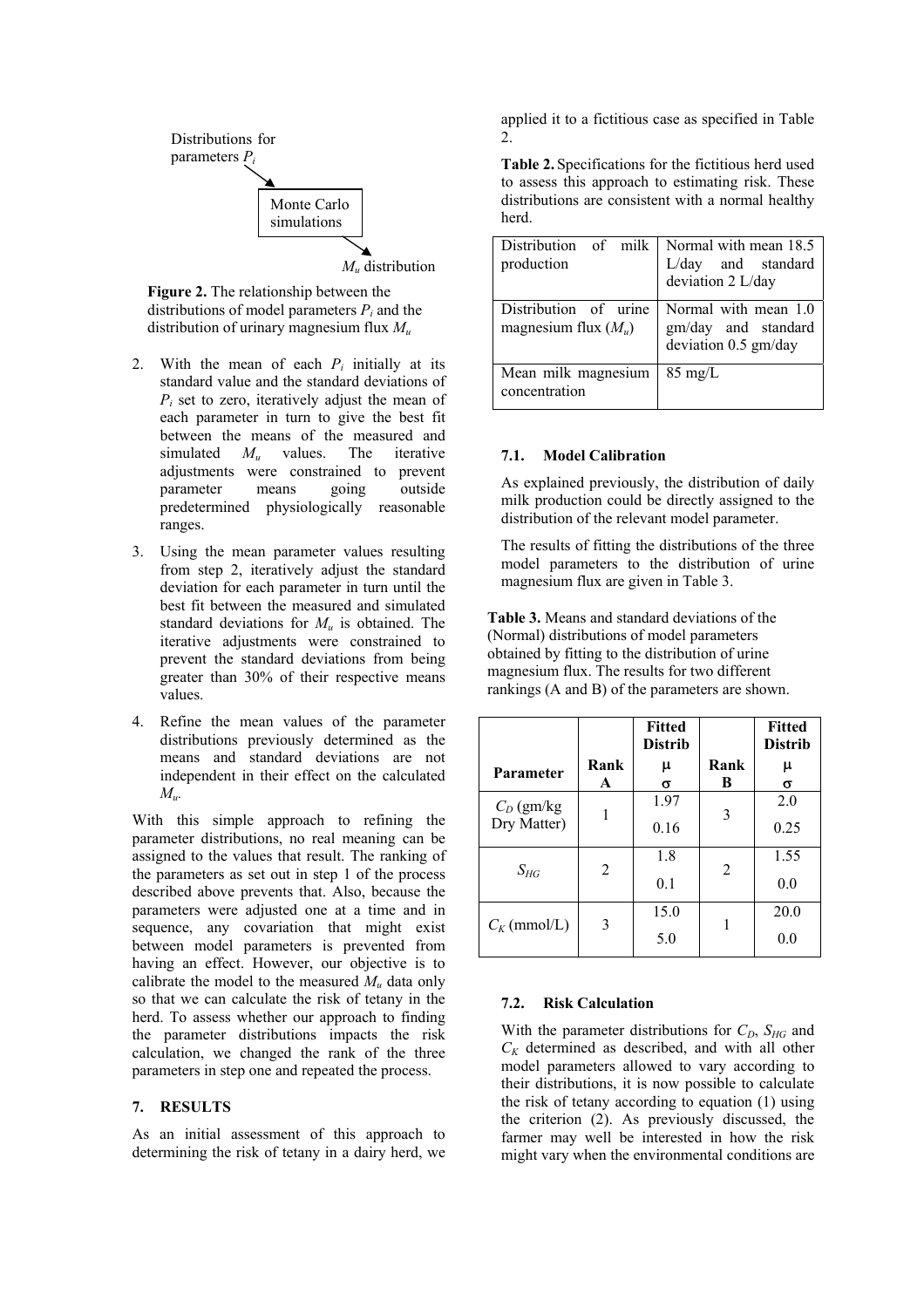Distributions for parameters $P_i$

Monte Carlo simulations

$M_u$ distribution

**Figure 2.** The relationship between the distributions of model parameters $P_i$ and the distribution of urinary magnesium flux $M_u$

2. With the mean of each $P_i$ initially at its standard value and the standard deviations of $P_i$ set to zero, iteratively adjust the mean of each parameter in turn to give the best fit between the means of the measured and simulated $M_u$ values. The iterative adjustments were constrained to prevent parameter means going outside predetermined physiologically reasonable ranges.
3. Using the mean parameter values resulting from step 2, iteratively adjust the standard deviation for each parameter in turn until the best fit between the measured and simulated standard deviations for $M_u$ is obtained. The iterative adjustments were constrained to prevent the standard deviations from being greater than 30% of their respective means values.
4. Refine the mean values of the parameter distributions previously determined as the means and standard deviations are not independent in their effect on the calculated $M_u$.

With this simple approach to refining the parameter distributions, no real meaning can be assigned to the values that result. The ranking of the parameters as set out in step 1 of the process described above prevents that. Also, because the parameters were adjusted one at a time and in sequence, any covariation that might exist between model parameters is prevented from having an effect. However, our objective is to calibrate the model to the measured $M_u$ data only so that we can calculate the risk of tetany in the herd. To assess whether our approach to finding the parameter distributions impacts the risk calculation, we changed the rank of the three parameters in step one and repeated the process.

## 7. RESULTS

As an initial assessment of this approach to determining the risk of tetany in a dairy herd, we applied it to a fictitious case as specified in Table 2.

**Table 2.** Specifications for the fictitious herd used to assess this approach to estimating risk. These distributions are consistent with a normal healthy herd.

| | |
|---|---|
| Distribution of milk production | Normal with mean 18.5 L/day and standard deviation 2 L/day |
| Distribution of urine magnesium flux ($M_u$) | Normal with mean 1.0 gm/day and standard deviation 0.5 gm/day |
| Mean milk magnesium concentration | 85 mg/L |

### 7.1. Model Calibration

As explained previously, the distribution of daily milk production could be directly assigned to the distribution of the relevant model parameter.

The results of fitting the distributions of the three model parameters to the distribution of urine magnesium flux are given in Table 3.

**Table 3.** Means and standard deviations of the (Normal) distributions of model parameters obtained by fitting to the distribution of urine magnesium flux. The results for two different rankings (A and B) of the parameters are shown.

| Parameter | Rank A | Fitted Distrib $\mu$ $\sigma$ | Rank B | Fitted Distrib $\mu$ $\sigma$ |
|---|---|---|---|---|
| $C_D$ (gm/kg Dry Matter) | 1 | 1.97<br>0.16 | 3 | 2.0<br>0.25 |
| $S_{HG}$ | 2 | 1.8<br>0.1 | 2 | 1.55<br>0.0 |
| $C_K$ (mmol/L) | 3 | 15.0<br>5.0 | 1 | 20.0<br>0.0 |

### 7.2. Risk Calculation

With the parameter distributions for $C_D$, $S_{HG}$ and $C_K$ determined as described, and with all other model parameters allowed to vary according to their distributions, it is now possible to calculate the risk of tetany according to equation (1) using the criterion (2). As previously discussed, the farmer may well be interested in how the risk might vary when the environmental conditions are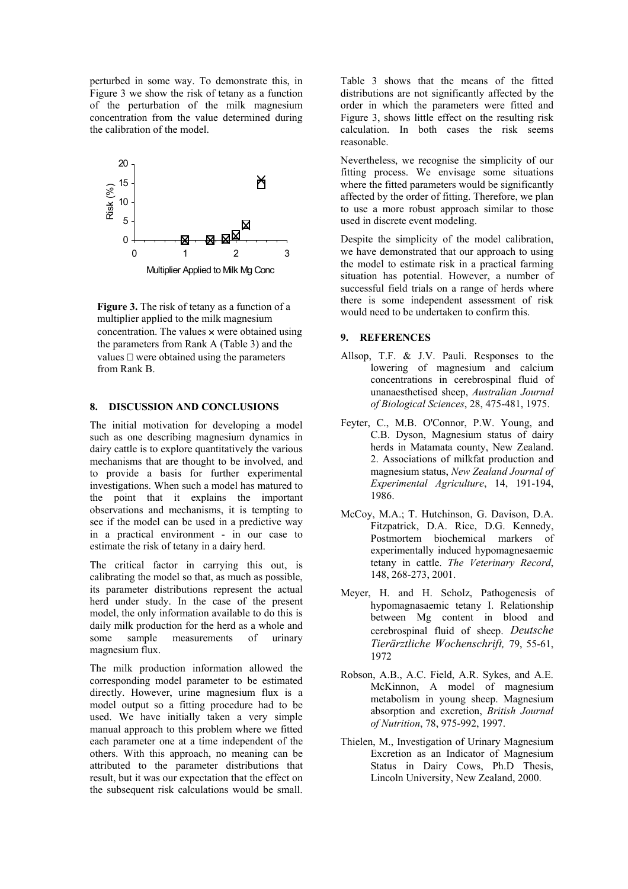perturbed in some way. To demonstrate this, in Figure 3 we show the risk of tetany as a function of the perturbation of the milk magnesium concentration from the value determined during the calibration of the model.

20
15
10
5
0
Risk (%)
0
1
2
3
Multiplier Applied to Milk Mg Conc

**Figure 3.** The risk of tetany as a function of a multiplier applied to the milk magnesium concentration. The values × were obtained using the parameters from Rank A (Table 3) and the values □ were obtained using the parameters from Rank B.

## 8. DISCUSSION AND CONCLUSIONS

The initial motivation for developing a model such as one describing magnesium dynamics in dairy cattle is to explore quantitatively the various mechanisms that are thought to be involved, and to provide a basis for further experimental investigations. When such a model has matured to the point that it explains the important observations and mechanisms, it is tempting to see if the model can be used in a predictive way in a practical environment - in our case to estimate the risk of tetany in a dairy herd.

The critical factor in carrying this out, is calibrating the model so that, as much as possible, its parameter distributions represent the actual herd under study. In the case of the present model, the only information available to do this is daily milk production for the herd as a whole and some sample measurements of urinary magnesium flux.

The milk production information allowed the corresponding model parameter to be estimated directly. However, urine magnesium flux is a model output so a fitting procedure had to be used. We have initially taken a very simple manual approach to this problem where we fitted each parameter one at a time independent of the others. With this approach, no meaning can be attributed to the parameter distributions that result, but it was our expectation that the effect on the subsequent risk calculations would be small. Table 3 shows that the means of the fitted distributions are not significantly affected by the order in which the parameters were fitted and Figure 3, shows little effect on the resulting risk calculation. In both cases the risk seems reasonable.

Nevertheless, we recognise the simplicity of our fitting process. We envisage some situations where the fitted parameters would be significantly affected by the order of fitting. Therefore, we plan to use a more robust approach similar to those used in discrete event modeling.

Despite the simplicity of the model calibration, we have demonstrated that our approach to using the model to estimate risk in a practical farming situation has potential. However, a number of successful field trials on a range of herds where there is some independent assessment of risk would need to be undertaken to confirm this.

## 9. REFERENCES

Allsop, T.F. & J.V. Pauli. Responses to the lowering of magnesium and calcium concentrations in cerebrospinal fluid of unanaesthetised sheep, *Australian Journal of Biological Sciences*, 28, 475-481, 1975.

Feyter, C., M.B. O'Connor, P.W. Young, and C.B. Dyson, Magnesium status of dairy herds in Matamata county, New Zealand. 2. Associations of milkfat production and magnesium status, *New Zealand Journal of Experimental Agriculture*, 14, 191-194, 1986.

McCoy, M.A.; T. Hutchinson, G. Davison, D.A. Fitzpatrick, D.A. Rice, D.G. Kennedy, Postmortem biochemical markers of experimentally induced hypomagnesaemic tetany in cattle. *The Veterinary Record*, 148, 268-273, 2001.

Meyer, H. and H. Scholz, Pathogenesis of hypomagnasaemic tetany I. Relationship between Mg content in blood and cerebrospinal fluid of sheep. *Deutsche Tierärztliche Wochenschrift,* 79, 55-61, 1972

Robson, A.B., A.C. Field, A.R. Sykes, and A.E. McKinnon, A model of magnesium metabolism in young sheep. Magnesium absorption and excretion, *British Journal of Nutrition*, 78, 975-992, 1997.

Thielen, M., Investigation of Urinary Magnesium Excretion as an Indicator of Magnesium Status in Dairy Cows, Ph.D Thesis, Lincoln University, New Zealand, 2000.